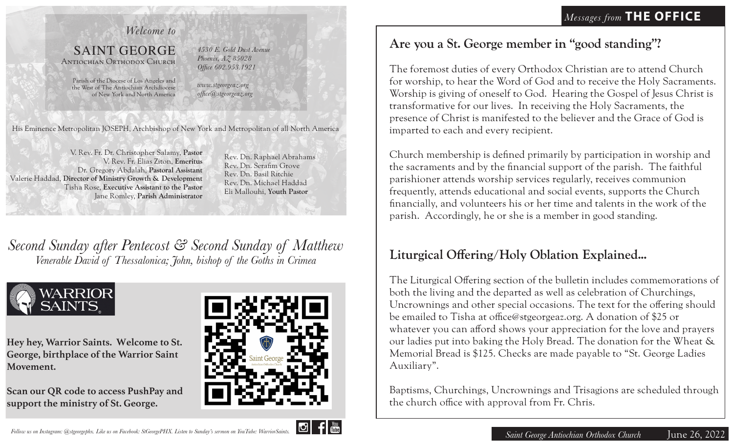*Welcome to*

# SAINT GEORGE

ANTIOCHIAN ORTHODOX CHURCH

Parish of the Diocese of Los Angeles and the West of The Antiochian Archdiocese of New York and North America

*4530 E. Gold Dust Avenue*
*Phoenix, AZ 85028*
*Office 602.953.1921*

*www.stgeorgeaz.org*
*office@stgeorgeaz.org*

His Eminence Metropolitan JOSEPH, Archbishop of New York and Metropolitan of all North America

V. Rev. Fr. Dr. Christopher Salamy, **Pastor**
V. Rev. Fr. Elias Ziton, **Emeritus**
Dr. Gregory Abdalah, **Pastoral Assistant**
Valerie Haddad, **Director of Ministry Growth & Development**
Tisha Rose, **Executive Assistant to the Pastor**
Jane Romley, **Parish Administrator**

Rev. Dn. Raphael Abrahams
Rev. Dn. Serafim Grove
Rev. Dn. Basil Ritchie
Rev. Dn. Michael Haddad
Eli Mallouhi, **Youth Pastor**

## *Second Sunday after Pentecost & Second Sunday of Matthew*

*Venerable David of Thessalonica; John, bishop of the Goths in Crimea*

WARRIOR SAINTS

**Hey hey, Warrior Saints. Welcome to St. George, birthplace of the Warrior Saint Movement.**

**Scan our QR code to access PushPay and support the ministry of St. George.**

*Follow us on Instagram: @stgeorgephx. Like us on Facebook: StGeorgePHX. Listen to Sunday's sermon on YouTube: WarriorSaints.*

*Messages from* **THE OFFICE**

## Are you a St. George member in "good standing"?

The foremost duties of every Orthodox Christian are to attend Church for worship, to hear the Word of God and to receive the Holy Sacraments. Worship is giving of oneself to God. Hearing the Gospel of Jesus Christ is transformative for our lives. In receiving the Holy Sacraments, the presence of Christ is manifested to the believer and the Grace of God is imparted to each and every recipient.

Church membership is defined primarily by participation in worship and the sacraments and by the financial support of the parish. The faithful parishioner attends worship services regularly, receives communion frequently, attends educational and social events, supports the Church financially, and volunteers his or her time and talents in the work of the parish. Accordingly, he or she is a member in good standing.

## Liturgical Offering/Holy Oblation Explained...

The Liturgical Offering section of the bulletin includes commemorations of both the living and the departed as well as celebration of Churchings, Uncrownings and other special occasions. The text for the offering should be emailed to Tisha at office@stgeorgeaz.org. A donation of $25 or whatever you can afford shows your appreciation for the love and prayers our ladies put into baking the Holy Bread. The donation for the Wheat & Memorial Bread is $125. Checks are made payable to "St. George Ladies Auxiliary".

Baptisms, Churchings, Uncrownings and Trisagions are scheduled through the church office with approval from Fr. Chris.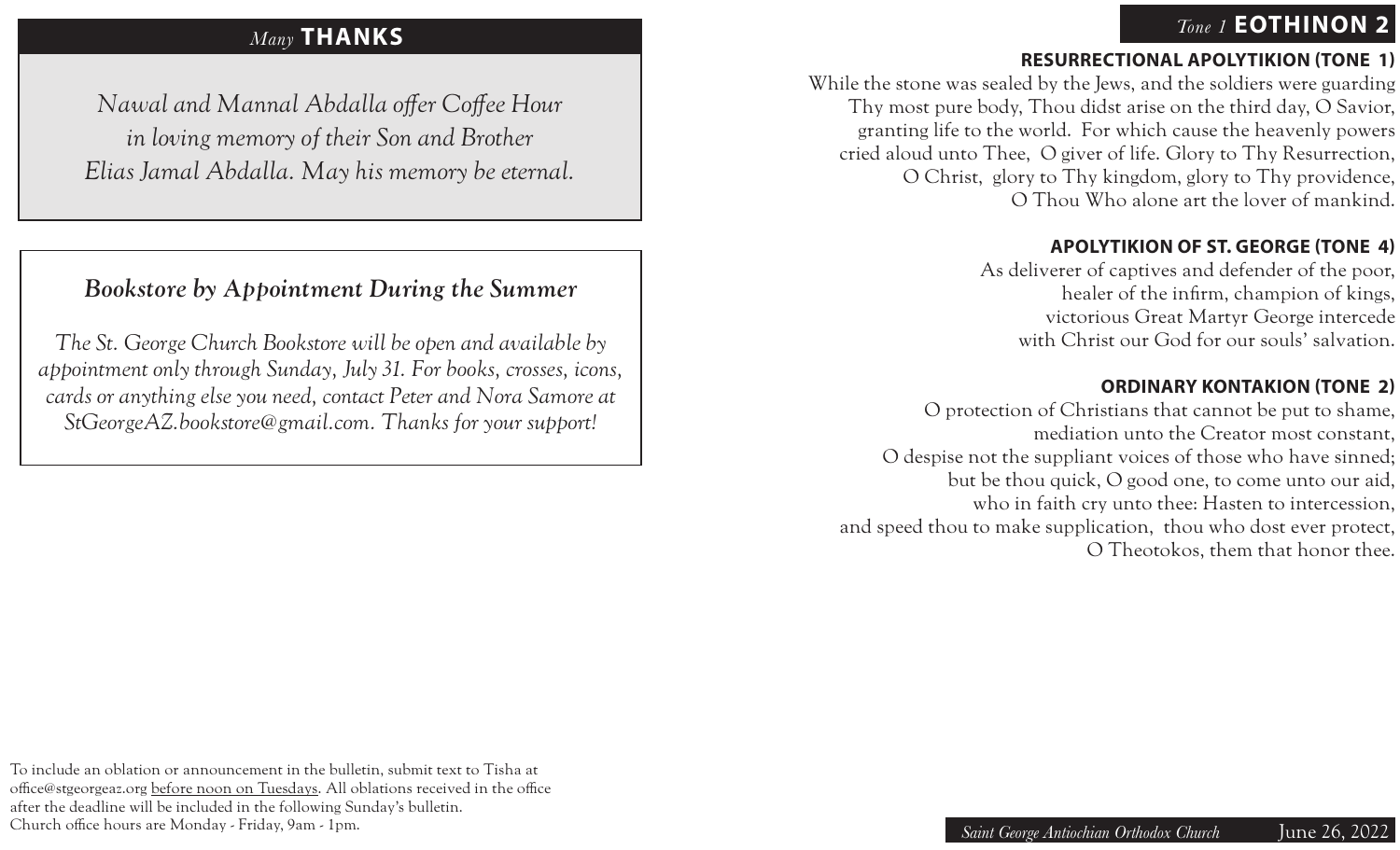## *Many* THANKS

*Nawal and Mannal Abdalla offer Coffee Hour in loving memory of their Son and Brother Elias Jamal Abdalla. May his memory be eternal.*

### *Bookstore by Appointment During the Summer*

*The St. George Church Bookstore will be open and available by appointment only through Sunday, July 31. For books, crosses, icons, cards or anything else you need, contact Peter and Nora Samore at StGeorgeAZ.bookstore@gmail.com. Thanks for your support!*

To include an oblation or announcement in the bulletin, submit text to Tisha at office@stgeorgeaz.org before noon on Tuesdays. All oblations received in the office after the deadline will be included in the following Sunday's bulletin.
Church office hours are Monday - Friday, 9am - 1pm.

## *Tone 1* EOTHINON 2

### RESURRECTIONAL APOLYTIKION (TONE 1)

While the stone was sealed by the Jews, and the soldiers were guarding Thy most pure body, Thou didst arise on the third day, O Savior, granting life to the world. For which cause the heavenly powers cried aloud unto Thee, O giver of life. Glory to Thy Resurrection, O Christ, glory to Thy kingdom, glory to Thy providence, O Thou Who alone art the lover of mankind.

### APOLYTIKION OF ST. GEORGE (TONE 4)

As deliverer of captives and defender of the poor,
healer of the infirm, champion of kings,
victorious Great Martyr George intercede
with Christ our God for our souls' salvation.

### ORDINARY KONTAKION (TONE 2)

O protection of Christians that cannot be put to shame,
mediation unto the Creator most constant,
O despise not the suppliant voices of those who have sinned;
but be thou quick, O good one, to come unto our aid,
who in faith cry unto thee: Hasten to intercession,
and speed thou to make supplication, thou who dost ever protect,
O Theotokos, them that honor thee.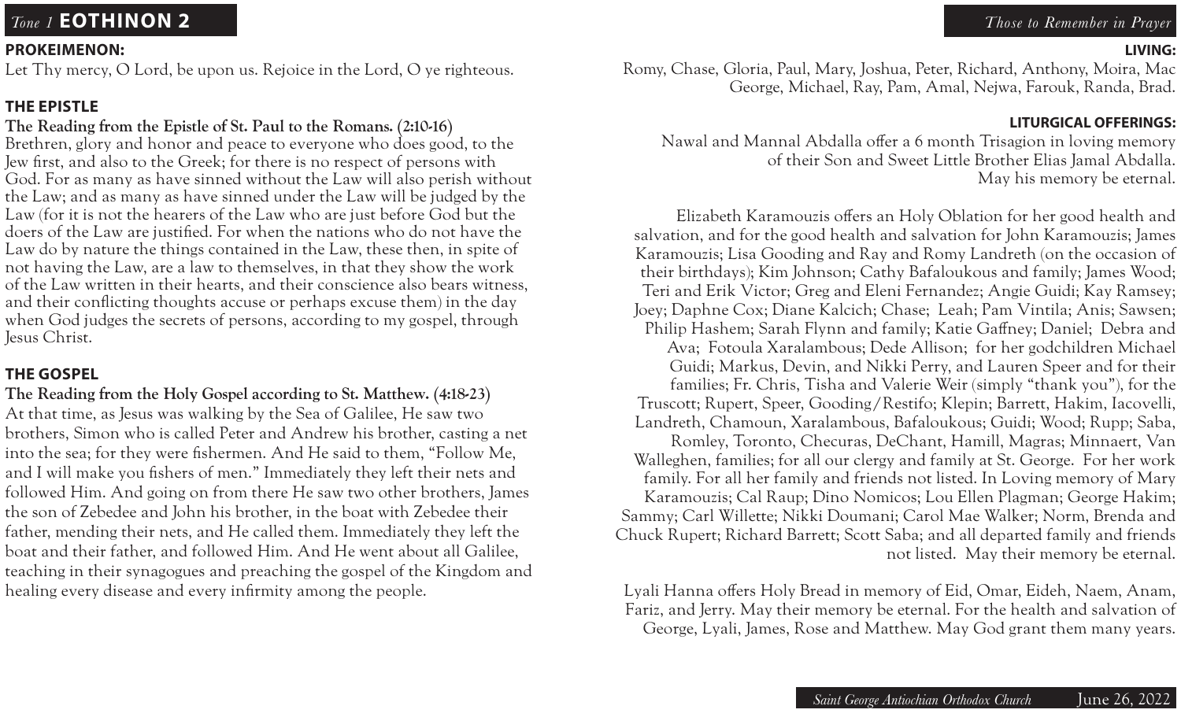## *Tone 1* EOTHINON 2

**PROKEIMENON:**

Let Thy mercy, O Lord, be upon us. Rejoice in the Lord, O ye righteous.

**THE EPISTLE**

**The Reading from the Epistle of St. Paul to the Romans. (2:10-16)**

Brethren, glory and honor and peace to everyone who does good, to the Jew first, and also to the Greek; for there is no respect of persons with God. For as many as have sinned without the Law will also perish without the Law; and as many as have sinned under the Law will be judged by the Law (for it is not the hearers of the Law who are just before God but the doers of the Law are justified. For when the nations who do not have the Law do by nature the things contained in the Law, these then, in spite of not having the Law, are a law to themselves, in that they show the work of the Law written in their hearts, and their conscience also bears witness, and their conflicting thoughts accuse or perhaps excuse them) in the day when God judges the secrets of persons, according to my gospel, through Jesus Christ.

**THE GOSPEL**

**The Reading from the Holy Gospel according to St. Matthew. (4:18-23)**

At that time, as Jesus was walking by the Sea of Galilee, He saw two brothers, Simon who is called Peter and Andrew his brother, casting a net into the sea; for they were fishermen. And He said to them, "Follow Me, and I will make you fishers of men." Immediately they left their nets and followed Him. And going on from there He saw two other brothers, James the son of Zebedee and John his brother, in the boat with Zebedee their father, mending their nets, and He called them. Immediately they left the boat and their father, and followed Him. And He went about all Galilee, teaching in their synagogues and preaching the gospel of the Kingdom and healing every disease and every infirmity among the people.

## *Those to Remember in Prayer*

**LIVING:**

Romy, Chase, Gloria, Paul, Mary, Joshua, Peter, Richard, Anthony, Moira, Mac George, Michael, Ray, Pam, Amal, Nejwa, Farouk, Randa, Brad.

**LITURGICAL OFFERINGS:**

Nawal and Mannal Abdalla offer a 6 month Trisagion in loving memory of their Son and Sweet Little Brother Elias Jamal Abdalla. May his memory be eternal.

Elizabeth Karamouzis offers an Holy Oblation for her good health and salvation, and for the good health and salvation for John Karamouzis; James Karamouzis; Lisa Gooding and Ray and Romy Landreth (on the occasion of their birthdays); Kim Johnson; Cathy Bafaloukous and family; James Wood; Teri and Erik Victor; Greg and Eleni Fernandez; Angie Guidi; Kay Ramsey; Joey; Daphne Cox; Diane Kalcich; Chase; Leah; Pam Vintila; Anis; Sawsen; Philip Hashem; Sarah Flynn and family; Katie Gaffney; Daniel; Debra and Ava; Fotoula Xaralambous; Dede Allison; for her godchildren Michael Guidi; Markus, Devin, and Nikki Perry, and Lauren Speer and for their families; Fr. Chris, Tisha and Valerie Weir (simply "thank you"), for the Truscott; Rupert, Speer, Gooding/Restifo; Klepin; Barrett, Hakim, Iacovelli, Landreth, Chamoun, Xaralambous, Bafaloukous; Guidi; Wood; Rupp; Saba, Romley, Toronto, Checuras, DeChant, Hamill, Magras; Minnaert, Van Walleghen, families; for all our clergy and family at St. George. For her work family. For all her family and friends not listed. In Loving memory of Mary Karamouzis; Cal Raup; Dino Nomicos; Lou Ellen Plagman; George Hakim; Sammy; Carl Willette; Nikki Doumani; Carol Mae Walker; Norm, Brenda and Chuck Rupert; Richard Barrett; Scott Saba; and all departed family and friends not listed. May their memory be eternal.

Lyali Hanna offers Holy Bread in memory of Eid, Omar, Eideh, Naem, Anam, Fariz, and Jerry. May their memory be eternal. For the health and salvation of George, Lyali, James, Rose and Matthew. May God grant them many years.